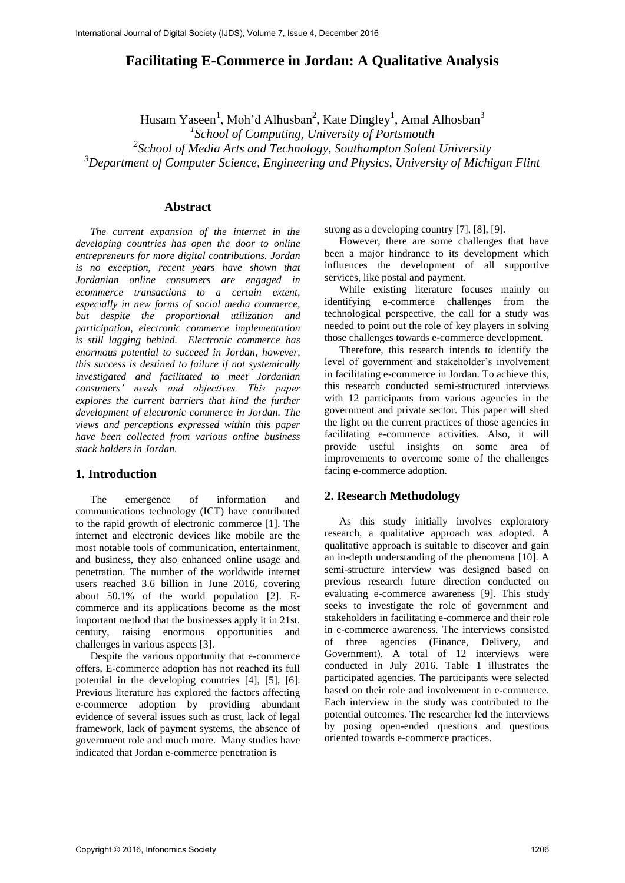# Facilitating E-Commerce in Jordan: A Qualitative Analysis

Husam Yaseen[1], Moh'd Alhusban[2], Kate Dingley[1], Amal Alhosban[3]

[1]*School of Computing, University of Portsmouth*

[2]*School of Media Arts and Technology, Southampton Solent University*

[3]*Department of Computer Science, Engineering and Physics, University of Michigan Flint*

## Abstract

*The current expansion of the internet in the developing countries has open the door to online entrepreneurs for more digital contributions. Jordan is no exception, recent years have shown that Jordanian online consumers are engaged in ecommerce transactions to a certain extent, especially in new forms of social media commerce, but despite the proportional utilization and participation, electronic commerce implementation is still lagging behind. Electronic commerce has enormous potential to succeed in Jordan, however, this success is destined to failure if not systemically investigated and facilitated to meet Jordanian consumers' needs and objectives. This paper explores the current barriers that hind the further development of electronic commerce in Jordan. The views and perceptions expressed within this paper have been collected from various online business stack holders in Jordan.*

## 1. Introduction

The emergence of information and communications technology (ICT) have contributed to the rapid growth of electronic commerce [1]. The internet and electronic devices like mobile are the most notable tools of communication, entertainment, and business, they also enhanced online usage and penetration. The number of the worldwide internet users reached 3.6 billion in June 2016, covering about 50.1% of the world population [2]. E-commerce and its applications become as the most important method that the businesses apply it in 21st. century, raising enormous opportunities and challenges in various aspects [3].

Despite the various opportunity that e-commerce offers, E-commerce adoption has not reached its full potential in the developing countries [4], [5], [6]. Previous literature has explored the factors affecting e-commerce adoption by providing abundant evidence of several issues such as trust, lack of legal framework, lack of payment systems, the absence of government role and much more. Many studies have indicated that Jordan e-commerce penetration is strong as a developing country [7], [8], [9].

However, there are some challenges that have been a major hindrance to its development which influences the development of all supportive services, like postal and payment.

While existing literature focuses mainly on identifying e-commerce challenges from the technological perspective, the call for a study was needed to point out the role of key players in solving those challenges towards e-commerce development.

Therefore, this research intends to identify the level of government and stakeholder's involvement in facilitating e-commerce in Jordan. To achieve this, this research conducted semi-structured interviews with 12 participants from various agencies in the government and private sector. This paper will shed the light on the current practices of those agencies in facilitating e-commerce activities. Also, it will provide useful insights on some area of improvements to overcome some of the challenges facing e-commerce adoption.

## 2. Research Methodology

As this study initially involves exploratory research, a qualitative approach was adopted. A qualitative approach is suitable to discover and gain an in-depth understanding of the phenomena [10]. A semi-structure interview was designed based on previous research future direction conducted on evaluating e-commerce awareness [9]. This study seeks to investigate the role of government and stakeholders in facilitating e-commerce and their role in e-commerce awareness. The interviews consisted of three agencies (Finance, Delivery, and Government). A total of 12 interviews were conducted in July 2016. Table 1 illustrates the participated agencies. The participants were selected based on their role and involvement in e-commerce. Each interview in the study was contributed to the potential outcomes. The researcher led the interviews by posing open-ended questions and questions oriented towards e-commerce practices.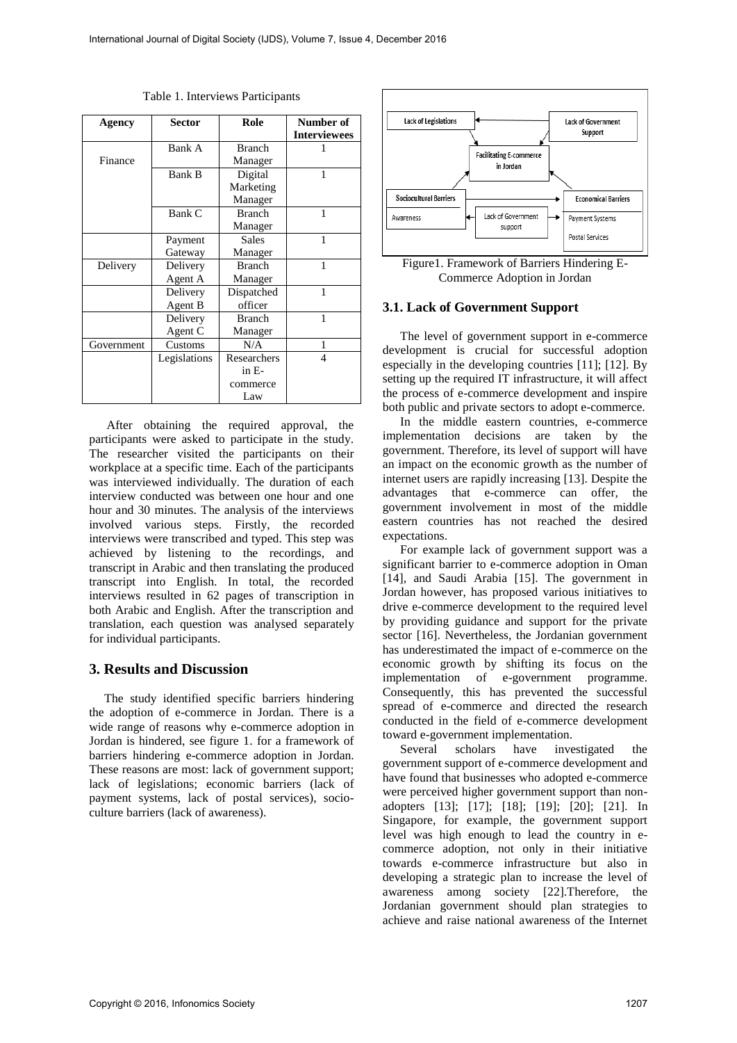Table 1. Interviews Participants

| Agency | Sector | Role | Number of Interviewees |
|---|---|---|---|
| Finance | Bank A | Branch Manager | 1 |
| | Bank B | Digital Marketing Manager | 1 |
| | Bank C | Branch Manager | 1 |
| | Payment Gateway | Sales Manager | 1 |
| Delivery | Delivery Agent A | Branch Manager | 1 |
| | Delivery Agent B | Dispatched officer | 1 |
| | Delivery Agent C | Branch Manager | 1 |
| Government | Customs | N/A | 1 |
| | Legislations | Researchers in E-commerce Law | 4 |

After obtaining the required approval, the participants were asked to participate in the study. The researcher visited the participants on their workplace at a specific time. Each of the participants was interviewed individually. The duration of each interview conducted was between one hour and one hour and 30 minutes. The analysis of the interviews involved various steps. Firstly, the recorded interviews were transcribed and typed. This step was achieved by listening to the recordings, and transcript in Arabic and then translating the produced transcript into English. In total, the recorded interviews resulted in 62 pages of transcription in both Arabic and English. After the transcription and translation, each question was analysed separately for individual participants.

## 3. Results and Discussion

The study identified specific barriers hindering the adoption of e-commerce in Jordan. There is a wide range of reasons why e-commerce adoption in Jordan is hindered, see figure 1. for a framework of barriers hindering e-commerce adoption in Jordan. These reasons are most: lack of government support; lack of legislations; economic barriers (lack of payment systems, lack of postal services), socio-culture barriers (lack of awareness).

Lack of Legislations | Lack of Government Support | Facilitating E-commerce in Jordan | Sociocultural Barriers | Awareness | Lack of Government support | Economical Barriers | Payment Systems | Postal Services

Figure1. Framework of Barriers Hindering E-Commerce Adoption in Jordan

### 3.1. Lack of Government Support

The level of government support in e-commerce development is crucial for successful adoption especially in the developing countries [11]; [12]. By setting up the required IT infrastructure, it will affect the process of e-commerce development and inspire both public and private sectors to adopt e-commerce.

In the middle eastern countries, e-commerce implementation decisions are taken by the government. Therefore, its level of support will have an impact on the economic growth as the number of internet users are rapidly increasing [13]. Despite the advantages that e-commerce can offer, the government involvement in most of the middle eastern countries has not reached the desired expectations.

For example lack of government support was a significant barrier to e-commerce adoption in Oman [14], and Saudi Arabia [15]. The government in Jordan however, has proposed various initiatives to drive e-commerce development to the required level by providing guidance and support for the private sector [16]. Nevertheless, the Jordanian government has underestimated the impact of e-commerce on the economic growth by shifting its focus on the implementation of e-government programme. Consequently, this has prevented the successful spread of e-commerce and directed the research conducted in the field of e-commerce development toward e-government implementation.

Several scholars have investigated the government support of e-commerce development and have found that businesses who adopted e-commerce were perceived higher government support than non-adopters [13]; [17]; [18]; [19]; [20]; [21]. In Singapore, for example, the government support level was high enough to lead the country in e-commerce adoption, not only in their initiative towards e-commerce infrastructure but also in developing a strategic plan to increase the level of awareness among society [22].Therefore, the Jordanian government should plan strategies to achieve and raise national awareness of the Internet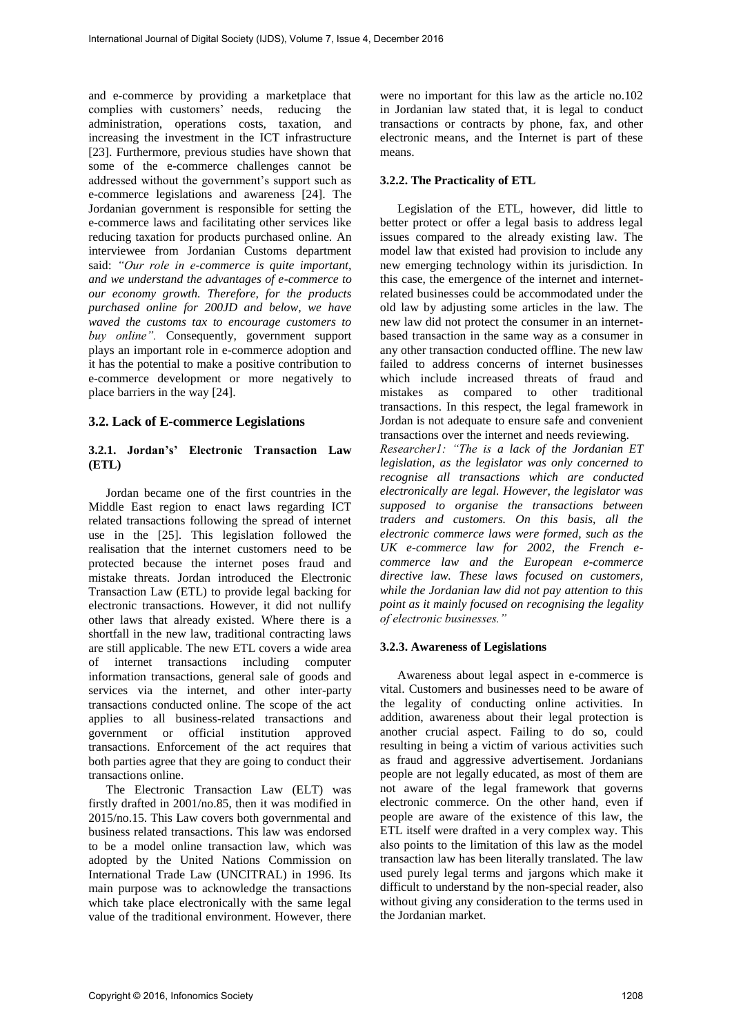and e-commerce by providing a marketplace that complies with customers' needs, reducing the administration, operations costs, taxation, and increasing the investment in the ICT infrastructure [23]. Furthermore, previous studies have shown that some of the e-commerce challenges cannot be addressed without the government's support such as e-commerce legislations and awareness [24]. The Jordanian government is responsible for setting the e-commerce laws and facilitating other services like reducing taxation for products purchased online. An interviewee from Jordanian Customs department said: *"Our role in e-commerce is quite important, and we understand the advantages of e-commerce to our economy growth. Therefore, for the products purchased online for 200JD and below, we have waved the customs tax to encourage customers to buy online".* Consequently, government support plays an important role in e-commerce adoption and it has the potential to make a positive contribution to e-commerce development or more negatively to place barriers in the way [24].

## 3.2. Lack of E-commerce Legislations

### 3.2.1. Jordan's' Electronic Transaction Law (ETL)

Jordan became one of the first countries in the Middle East region to enact laws regarding ICT related transactions following the spread of internet use in the [25]. This legislation followed the realisation that the internet customers need to be protected because the internet poses fraud and mistake threats. Jordan introduced the Electronic Transaction Law (ETL) to provide legal backing for electronic transactions. However, it did not nullify other laws that already existed. Where there is a shortfall in the new law, traditional contracting laws are still applicable. The new ETL covers a wide area of internet transactions including computer information transactions, general sale of goods and services via the internet, and other inter-party transactions conducted online. The scope of the act applies to all business-related transactions and government or official institution approved transactions. Enforcement of the act requires that both parties agree that they are going to conduct their transactions online.

The Electronic Transaction Law (ELT) was firstly drafted in 2001/no.85, then it was modified in 2015/no.15. This Law covers both governmental and business related transactions. This law was endorsed to be a model online transaction law, which was adopted by the United Nations Commission on International Trade Law (UNCITRAL) in 1996. Its main purpose was to acknowledge the transactions which take place electronically with the same legal value of the traditional environment. However, there were no important for this law as the article no.102 in Jordanian law stated that, it is legal to conduct transactions or contracts by phone, fax, and other electronic means, and the Internet is part of these means.

### 3.2.2. The Practicality of ETL

Legislation of the ETL, however, did little to better protect or offer a legal basis to address legal issues compared to the already existing law. The model law that existed had provision to include any new emerging technology within its jurisdiction. In this case, the emergence of the internet and internet-related businesses could be accommodated under the old law by adjusting some articles in the law. The new law did not protect the consumer in an internet-based transaction in the same way as a consumer in any other transaction conducted offline. The new law failed to address concerns of internet businesses which include increased threats of fraud and mistakes as compared to other traditional transactions. In this respect, the legal framework in Jordan is not adequate to ensure safe and convenient transactions over the internet and needs reviewing.

*Researcher1: "The is a lack of the Jordanian ET legislation, as the legislator was only concerned to recognise all transactions which are conducted electronically are legal. However, the legislator was supposed to organise the transactions between traders and customers. On this basis, all the electronic commerce laws were formed, such as the UK e-commerce law for 2002, the French e-commerce law and the European e-commerce directive law. These laws focused on customers, while the Jordanian law did not pay attention to this point as it mainly focused on recognising the legality of electronic businesses."*

### 3.2.3. Awareness of Legislations

Awareness about legal aspect in e-commerce is vital. Customers and businesses need to be aware of the legality of conducting online activities. In addition, awareness about their legal protection is another crucial aspect. Failing to do so, could resulting in being a victim of various activities such as fraud and aggressive advertisement. Jordanians people are not legally educated, as most of them are not aware of the legal framework that governs electronic commerce. On the other hand, even if people are aware of the existence of this law, the ETL itself were drafted in a very complex way. This also points to the limitation of this law as the model transaction law has been literally translated. The law used purely legal terms and jargons which make it difficult to understand by the non-special reader, also without giving any consideration to the terms used in the Jordanian market.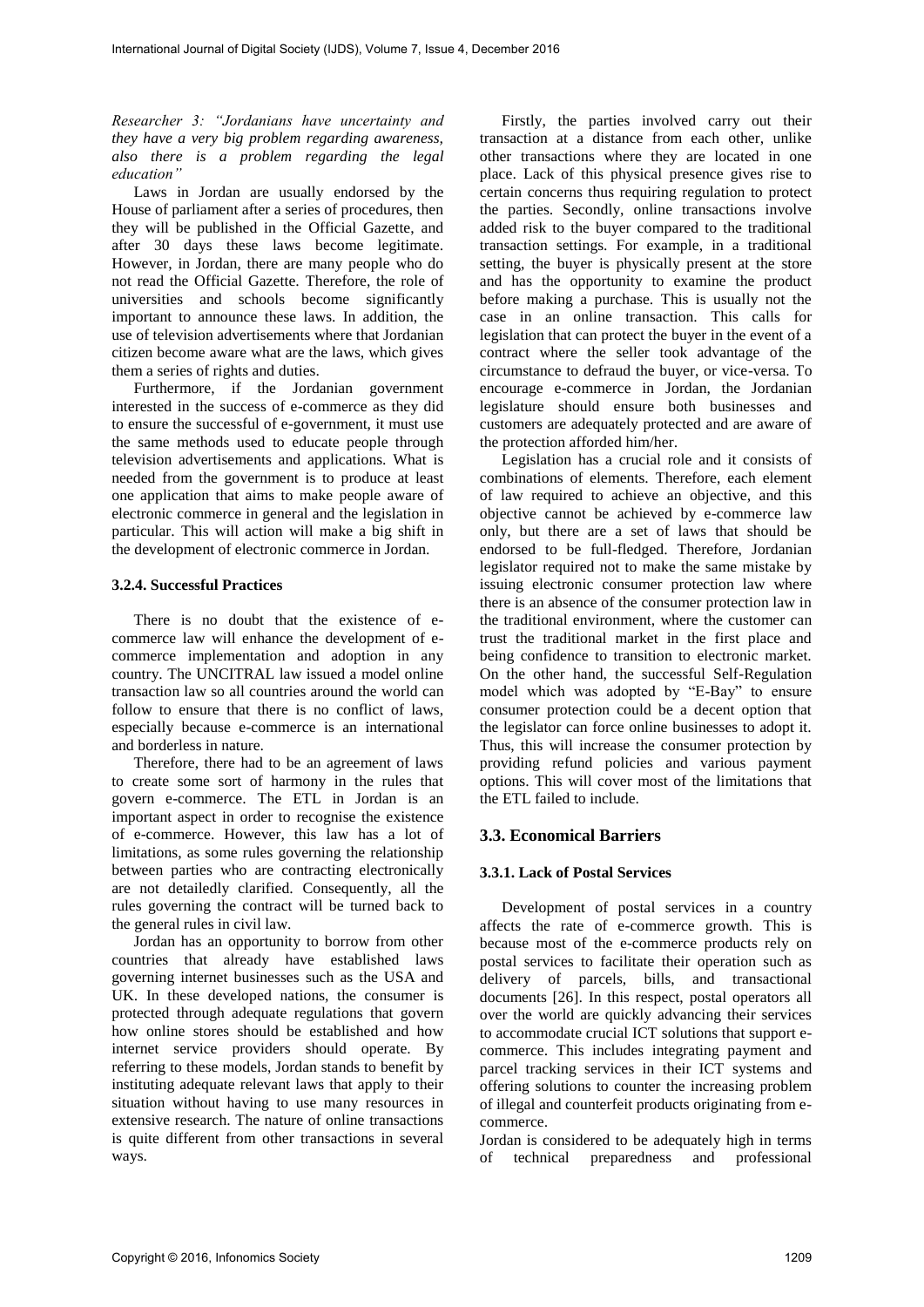*Researcher 3: "Jordanians have uncertainty and they have a very big problem regarding awareness, also there is a problem regarding the legal education"*

Laws in Jordan are usually endorsed by the House of parliament after a series of procedures, then they will be published in the Official Gazette, and after 30 days these laws become legitimate. However, in Jordan, there are many people who do not read the Official Gazette. Therefore, the role of universities and schools become significantly important to announce these laws. In addition, the use of television advertisements where that Jordanian citizen become aware what are the laws, which gives them a series of rights and duties.

Furthermore, if the Jordanian government interested in the success of e-commerce as they did to ensure the successful of e-government, it must use the same methods used to educate people through television advertisements and applications. What is needed from the government is to produce at least one application that aims to make people aware of electronic commerce in general and the legislation in particular. This will action will make a big shift in the development of electronic commerce in Jordan.

### 3.2.4. Successful Practices

There is no doubt that the existence of e-commerce law will enhance the development of e-commerce implementation and adoption in any country. The UNCITRAL law issued a model online transaction law so all countries around the world can follow to ensure that there is no conflict of laws, especially because e-commerce is an international and borderless in nature.

Therefore, there had to be an agreement of laws to create some sort of harmony in the rules that govern e-commerce. The ETL in Jordan is an important aspect in order to recognise the existence of e-commerce. However, this law has a lot of limitations, as some rules governing the relationship between parties who are contracting electronically are not detailedly clarified. Consequently, all the rules governing the contract will be turned back to the general rules in civil law.

Jordan has an opportunity to borrow from other countries that already have established laws governing internet businesses such as the USA and UK. In these developed nations, the consumer is protected through adequate regulations that govern how online stores should be established and how internet service providers should operate. By referring to these models, Jordan stands to benefit by instituting adequate relevant laws that apply to their situation without having to use many resources in extensive research. The nature of online transactions is quite different from other transactions in several ways.

Firstly, the parties involved carry out their transaction at a distance from each other, unlike other transactions where they are located in one place. Lack of this physical presence gives rise to certain concerns thus requiring regulation to protect the parties. Secondly, online transactions involve added risk to the buyer compared to the traditional transaction settings. For example, in a traditional setting, the buyer is physically present at the store and has the opportunity to examine the product before making a purchase. This is usually not the case in an online transaction. This calls for legislation that can protect the buyer in the event of a contract where the seller took advantage of the circumstance to defraud the buyer, or vice-versa. To encourage e-commerce in Jordan, the Jordanian legislature should ensure both businesses and customers are adequately protected and are aware of the protection afforded him/her.

Legislation has a crucial role and it consists of combinations of elements. Therefore, each element of law required to achieve an objective, and this objective cannot be achieved by e-commerce law only, but there are a set of laws that should be endorsed to be full-fledged. Therefore, Jordanian legislator required not to make the same mistake by issuing electronic consumer protection law where there is an absence of the consumer protection law in the traditional environment, where the customer can trust the traditional market in the first place and being confidence to transition to electronic market. On the other hand, the successful Self-Regulation model which was adopted by "E-Bay" to ensure consumer protection could be a decent option that the legislator can force online businesses to adopt it. Thus, this will increase the consumer protection by providing refund policies and various payment options. This will cover most of the limitations that the ETL failed to include.

## 3.3. Economical Barriers

### 3.3.1. Lack of Postal Services

Development of postal services in a country affects the rate of e-commerce growth. This is because most of the e-commerce products rely on postal services to facilitate their operation such as delivery of parcels, bills, and transactional documents [26]. In this respect, postal operators all over the world are quickly advancing their services to accommodate crucial ICT solutions that support e-commerce. This includes integrating payment and parcel tracking services in their ICT systems and offering solutions to counter the increasing problem of illegal and counterfeit products originating from e-commerce.

Jordan is considered to be adequately high in terms of technical preparedness and professional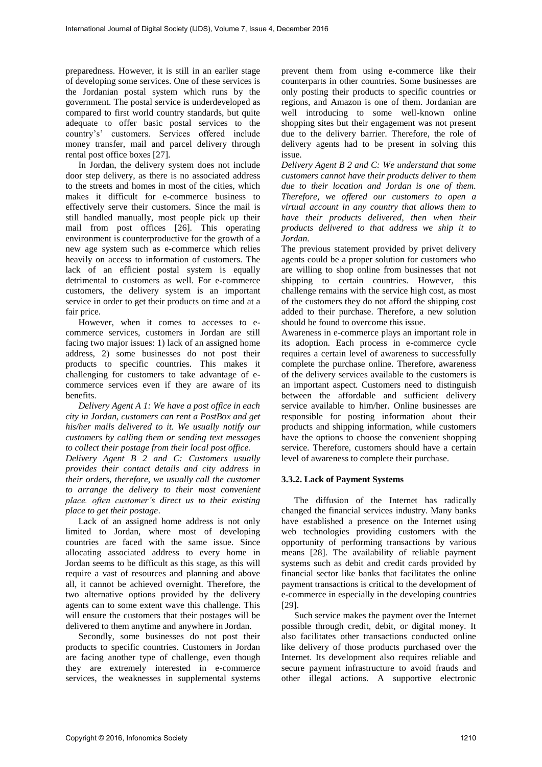preparedness. However, it is still in an earlier stage of developing some services. One of these services is the Jordanian postal system which runs by the government. The postal service is underdeveloped as compared to first world country standards, but quite adequate to offer basic postal services to the country's' customers. Services offered include money transfer, mail and parcel delivery through rental post office boxes [27].

In Jordan, the delivery system does not include door step delivery, as there is no associated address to the streets and homes in most of the cities, which makes it difficult for e-commerce business to effectively serve their customers. Since the mail is still handled manually, most people pick up their mail from post offices [26]. This operating environment is counterproductive for the growth of a new age system such as e-commerce which relies heavily on access to information of customers. The lack of an efficient postal system is equally detrimental to customers as well. For e-commerce customers, the delivery system is an important service in order to get their products on time and at a fair price.

However, when it comes to accesses to e-commerce services, customers in Jordan are still facing two major issues: 1) lack of an assigned home address, 2) some businesses do not post their products to specific countries. This makes it challenging for customers to take advantage of e-commerce services even if they are aware of its benefits.

*Delivery Agent A 1: We have a post office in each city in Jordan, customers can rent a PostBox and get his/her mails delivered to it. We usually notify our customers by calling them or sending text messages to collect their postage from their local post office.*

*Delivery Agent B 2 and C: Customers usually provides their contact details and city address in their orders, therefore, we usually call the customer to arrange the delivery to their most convenient place. often customer's direct us to their existing place to get their postage.*

Lack of an assigned home address is not only limited to Jordan, where most of developing countries are faced with the same issue. Since allocating associated address to every home in Jordan seems to be difficult as this stage, as this will require a vast of resources and planning and above all, it cannot be achieved overnight. Therefore, the two alternative options provided by the delivery agents can to some extent wave this challenge. This will ensure the customers that their postages will be delivered to them anytime and anywhere in Jordan.

Secondly, some businesses do not post their products to specific countries. Customers in Jordan are facing another type of challenge, even though they are extremely interested in e-commerce services, the weaknesses in supplemental systems prevent them from using e-commerce like their counterparts in other countries. Some businesses are only posting their products to specific countries or regions, and Amazon is one of them. Jordanian are well introducing to some well-known online shopping sites but their engagement was not present due to the delivery barrier. Therefore, the role of delivery agents had to be present in solving this issue.

*Delivery Agent B 2 and C: We understand that some customers cannot have their products deliver to them due to their location and Jordan is one of them. Therefore, we offered our customers to open a virtual account in any country that allows them to have their products delivered, then when their products delivered to that address we ship it to Jordan.*

The previous statement provided by privet delivery agents could be a proper solution for customers who are willing to shop online from businesses that not shipping to certain countries. However, this challenge remains with the service high cost, as most of the customers they do not afford the shipping cost added to their purchase. Therefore, a new solution should be found to overcome this issue.

Awareness in e-commerce plays an important role in its adoption. Each process in e-commerce cycle requires a certain level of awareness to successfully complete the purchase online. Therefore, awareness of the delivery services available to the customers is an important aspect. Customers need to distinguish between the affordable and sufficient delivery service available to him/her. Online businesses are responsible for posting information about their products and shipping information, while customers have the options to choose the convenient shopping service. Therefore, customers should have a certain level of awareness to complete their purchase.

### 3.3.2. Lack of Payment Systems

The diffusion of the Internet has radically changed the financial services industry. Many banks have established a presence on the Internet using web technologies providing customers with the opportunity of performing transactions by various means [28]. The availability of reliable payment systems such as debit and credit cards provided by financial sector like banks that facilitates the online payment transactions is critical to the development of e-commerce in especially in the developing countries [29].

Such service makes the payment over the Internet possible through credit, debit, or digital money. It also facilitates other transactions conducted online like delivery of those products purchased over the Internet. Its development also requires reliable and secure payment infrastructure to avoid frauds and other illegal actions. A supportive electronic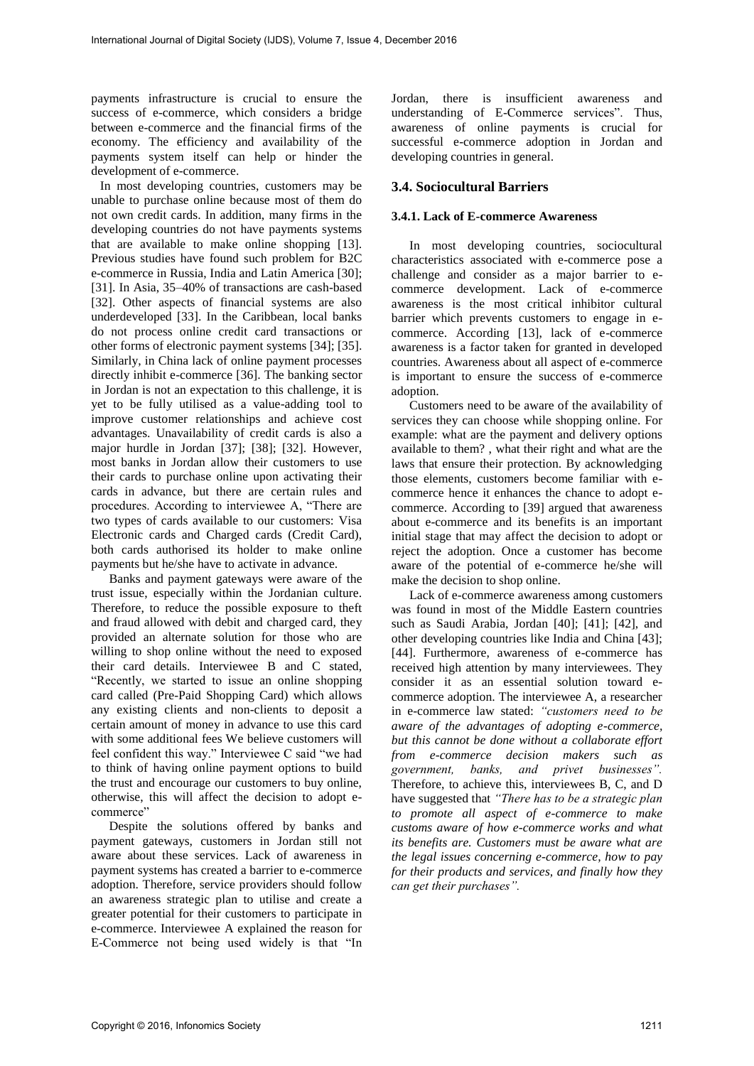payments infrastructure is crucial to ensure the success of e-commerce, which considers a bridge between e-commerce and the financial firms of the economy. The efficiency and availability of the payments system itself can help or hinder the development of e-commerce.

In most developing countries, customers may be unable to purchase online because most of them do not own credit cards. In addition, many firms in the developing countries do not have payments systems that are available to make online shopping [13]. Previous studies have found such problem for B2C e-commerce in Russia, India and Latin America [30]; [31]. In Asia, 35–40% of transactions are cash-based [32]. Other aspects of financial systems are also underdeveloped [33]. In the Caribbean, local banks do not process online credit card transactions or other forms of electronic payment systems [34]; [35]. Similarly, in China lack of online payment processes directly inhibit e-commerce [36]. The banking sector in Jordan is not an expectation to this challenge, it is yet to be fully utilised as a value-adding tool to improve customer relationships and achieve cost advantages. Unavailability of credit cards is also a major hurdle in Jordan [37]; [38]; [32]. However, most banks in Jordan allow their customers to use their cards to purchase online upon activating their cards in advance, but there are certain rules and procedures. According to interviewee A, "There are two types of cards available to our customers: Visa Electronic cards and Charged cards (Credit Card), both cards authorised its holder to make online payments but he/she have to activate in advance.

Banks and payment gateways were aware of the trust issue, especially within the Jordanian culture. Therefore, to reduce the possible exposure to theft and fraud allowed with debit and charged card, they provided an alternate solution for those who are willing to shop online without the need to exposed their card details. Interviewee B and C stated, "Recently, we started to issue an online shopping card called (Pre-Paid Shopping Card) which allows any existing clients and non-clients to deposit a certain amount of money in advance to use this card with some additional fees We believe customers will feel confident this way." Interviewee C said "we had to think of having online payment options to build the trust and encourage our customers to buy online, otherwise, this will affect the decision to adopt e-commerce"

Despite the solutions offered by banks and payment gateways, customers in Jordan still not aware about these services. Lack of awareness in payment systems has created a barrier to e-commerce adoption. Therefore, service providers should follow an awareness strategic plan to utilise and create a greater potential for their customers to participate in e-commerce. Interviewee A explained the reason for E-Commerce not being used widely is that "In Jordan, there is insufficient awareness and understanding of E-Commerce services". Thus, awareness of online payments is crucial for successful e-commerce adoption in Jordan and developing countries in general.

## 3.4. Sociocultural Barriers

### 3.4.1. Lack of E-commerce Awareness

In most developing countries, sociocultural characteristics associated with e-commerce pose a challenge and consider as a major barrier to e-commerce development. Lack of e-commerce awareness is the most critical inhibitor cultural barrier which prevents customers to engage in e-commerce. According [13], lack of e-commerce awareness is a factor taken for granted in developed countries. Awareness about all aspect of e-commerce is important to ensure the success of e-commerce adoption.

Customers need to be aware of the availability of services they can choose while shopping online. For example: what are the payment and delivery options available to them? , what their right and what are the laws that ensure their protection. By acknowledging those elements, customers become familiar with e-commerce hence it enhances the chance to adopt e-commerce. According to [39] argued that awareness about e-commerce and its benefits is an important initial stage that may affect the decision to adopt or reject the adoption. Once a customer has become aware of the potential of e-commerce he/she will make the decision to shop online.

Lack of e-commerce awareness among customers was found in most of the Middle Eastern countries such as Saudi Arabia, Jordan [40]; [41]; [42], and other developing countries like India and China [43]; [44]. Furthermore, awareness of e-commerce has received high attention by many interviewees. They consider it as an essential solution toward e-commerce adoption. The interviewee A, a researcher in e-commerce law stated: *"customers need to be aware of the advantages of adopting e-commerce, but this cannot be done without a collaborate effort from e-commerce decision makers such as government, banks, and privet businesses".* Therefore, to achieve this, interviewees B, C, and D have suggested that *"There has to be a strategic plan to promote all aspect of e-commerce to make customs aware of how e-commerce works and what its benefits are. Customers must be aware what are the legal issues concerning e-commerce, how to pay for their products and services, and finally how they can get their purchases".*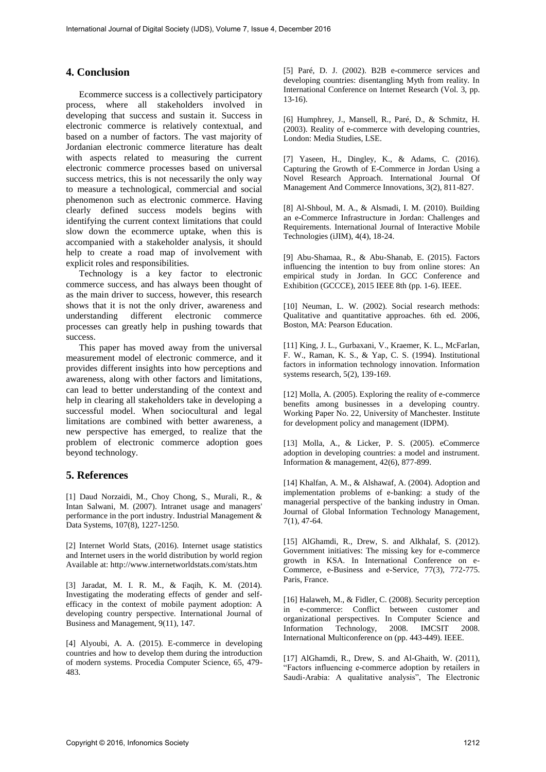## 4. Conclusion

Ecommerce success is a collectively participatory process, where all stakeholders involved in developing that success and sustain it. Success in electronic commerce is relatively contextual, and based on a number of factors. The vast majority of Jordanian electronic commerce literature has dealt with aspects related to measuring the current electronic commerce processes based on universal success metrics, this is not necessarily the only way to measure a technological, commercial and social phenomenon such as electronic commerce. Having clearly defined success models begins with identifying the current context limitations that could slow down the ecommerce uptake, when this is accompanied with a stakeholder analysis, it should help to create a road map of involvement with explicit roles and responsibilities.

Technology is a key factor to electronic commerce success, and has always been thought of as the main driver to success, however, this research shows that it is not the only driver, awareness and understanding different electronic commerce processes can greatly help in pushing towards that success.

This paper has moved away from the universal measurement model of electronic commerce, and it provides different insights into how perceptions and awareness, along with other factors and limitations, can lead to better understanding of the context and help in clearing all stakeholders take in developing a successful model. When sociocultural and legal limitations are combined with better awareness, a new perspective has emerged, to realize that the problem of electronic commerce adoption goes beyond technology.

## 5. References

[1] Daud Norzaidi, M., Choy Chong, S., Murali, R., & Intan Salwani, M. (2007). Intranet usage and managers' performance in the port industry. Industrial Management & Data Systems, 107(8), 1227-1250.

[2] Internet World Stats, (2016). Internet usage statistics and Internet users in the world distribution by world region Available at: http://www.internetworldstats.com/stats.htm

[3] Jaradat, M. I. R. M., & Faqih, K. M. (2014). Investigating the moderating effects of gender and self-efficacy in the context of mobile payment adoption: A developing country perspective. International Journal of Business and Management, 9(11), 147.

[4] Alyoubi, A. A. (2015). E-commerce in developing countries and how to develop them during the introduction of modern systems. Procedia Computer Science, 65, 479-483.

[5] Paré, D. J. (2002). B2B e-commerce services and developing countries: disentangling Myth from reality. In International Conference on Internet Research (Vol. 3, pp. 13-16).

[6] Humphrey, J., Mansell, R., Paré, D., & Schmitz, H. (2003). Reality of e-commerce with developing countries, London: Media Studies, LSE.

[7] Yaseen, H., Dingley, K., & Adams, C. (2016). Capturing the Growth of E-Commerce in Jordan Using a Novel Research Approach. International Journal Of Management And Commerce Innovations, 3(2), 811-827.

[8] Al-Shboul, M. A., & Alsmadi, I. M. (2010). Building an e-Commerce Infrastructure in Jordan: Challenges and Requirements. International Journal of Interactive Mobile Technologies (iJIM), 4(4), 18-24.

[9] Abu-Shamaa, R., & Abu-Shanab, E. (2015). Factors influencing the intention to buy from online stores: An empirical study in Jordan. In GCC Conference and Exhibition (GCCCE), 2015 IEEE 8th (pp. 1-6). IEEE.

[10] Neuman, L. W. (2002). Social research methods: Qualitative and quantitative approaches. 6th ed. 2006, Boston, MA: Pearson Education.

[11] King, J. L., Gurbaxani, V., Kraemer, K. L., McFarlan, F. W., Raman, K. S., & Yap, C. S. (1994). Institutional factors in information technology innovation. Information systems research, 5(2), 139-169.

[12] Molla, A. (2005). Exploring the reality of e-commerce benefits among businesses in a developing country. Working Paper No. 22, University of Manchester. Institute for development policy and management (IDPM).

[13] Molla, A., & Licker, P. S. (2005). eCommerce adoption in developing countries: a model and instrument. Information & management, 42(6), 877-899.

[14] Khalfan, A. M., & Alshawaf, A. (2004). Adoption and implementation problems of e-banking: a study of the managerial perspective of the banking industry in Oman. Journal of Global Information Technology Management, 7(1), 47-64.

[15] AlGhamdi, R., Drew, S. and Alkhalaf, S. (2012). Government initiatives: The missing key for e-commerce growth in KSA. In International Conference on e-Commerce, e-Business and e-Service, 77(3), 772-775. Paris, France.

[16] Halaweh, M., & Fidler, C. (2008). Security perception in e-commerce: Conflict between customer and organizational perspectives. In Computer Science and Information Technology, 2008. IMCSIT 2008. International Multiconference on (pp. 443-449). IEEE.

[17] AlGhamdi, R., Drew, S. and Al-Ghaith, W. (2011), "Factors influencing e-commerce adoption by retailers in Saudi-Arabia: A qualitative analysis", The Electronic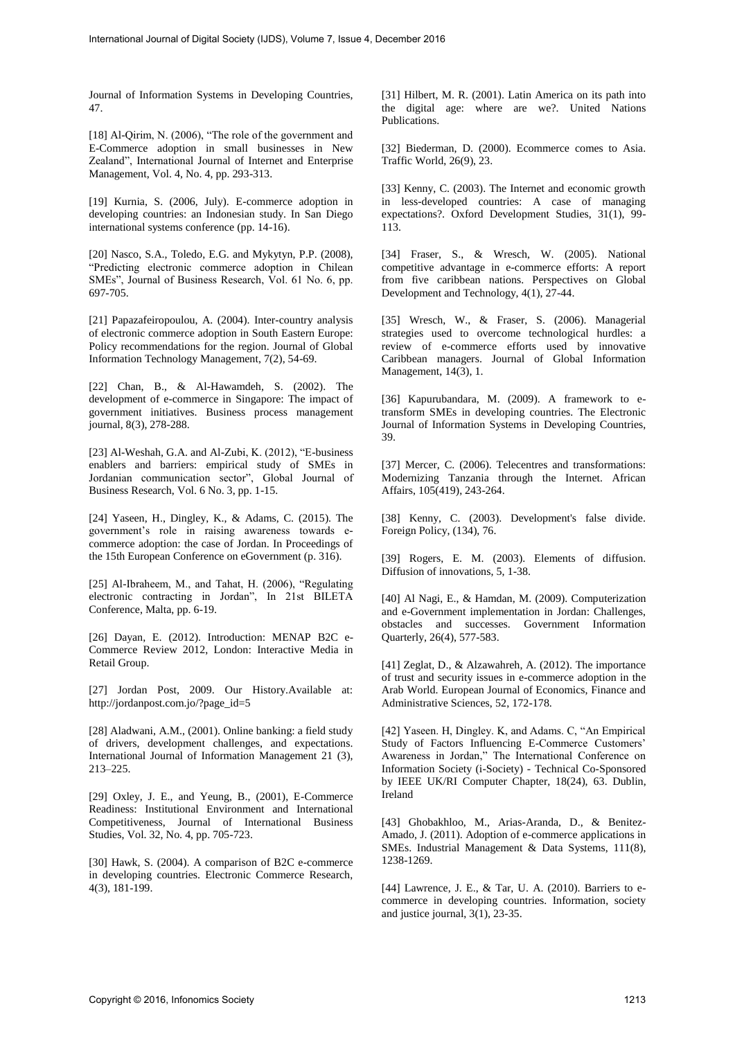Journal of Information Systems in Developing Countries, 47.

[18] Al-Qirim, N. (2006), "The role of the government and E-Commerce adoption in small businesses in New Zealand", International Journal of Internet and Enterprise Management, Vol. 4, No. 4, pp. 293-313.

[19] Kurnia, S. (2006, July). E-commerce adoption in developing countries: an Indonesian study. In San Diego international systems conference (pp. 14-16).

[20] Nasco, S.A., Toledo, E.G. and Mykytyn, P.P. (2008), "Predicting electronic commerce adoption in Chilean SMEs", Journal of Business Research, Vol. 61 No. 6, pp. 697-705.

[21] Papazafeiropoulou, A. (2004). Inter-country analysis of electronic commerce adoption in South Eastern Europe: Policy recommendations for the region. Journal of Global Information Technology Management, 7(2), 54-69.

[22] Chan, B., & Al-Hawamdeh, S. (2002). The development of e-commerce in Singapore: The impact of government initiatives. Business process management journal, 8(3), 278-288.

[23] Al-Weshah, G.A. and Al-Zubi, K. (2012), "E-business enablers and barriers: empirical study of SMEs in Jordanian communication sector", Global Journal of Business Research, Vol. 6 No. 3, pp. 1-15.

[24] Yaseen, H., Dingley, K., & Adams, C. (2015). The government's role in raising awareness towards e-commerce adoption: the case of Jordan. In Proceedings of the 15th European Conference on eGovernment (p. 316).

[25] Al-Ibraheem, M., and Tahat, H. (2006), "Regulating electronic contracting in Jordan", In 21st BILETA Conference, Malta, pp. 6-19.

[26] Dayan, E. (2012). Introduction: MENAP B2C e-Commerce Review 2012, London: Interactive Media in Retail Group.

[27] Jordan Post, 2009. Our History.Available at: http://jordanpost.com.jo/?page_id=5

[28] Aladwani, A.M., (2001). Online banking: a field study of drivers, development challenges, and expectations. International Journal of Information Management 21 (3), 213–225.

[29] Oxley, J. E., and Yeung, B., (2001), E-Commerce Readiness: Institutional Environment and International Competitiveness, Journal of International Business Studies, Vol. 32, No. 4, pp. 705-723.

[30] Hawk, S. (2004). A comparison of B2C e-commerce in developing countries. Electronic Commerce Research, 4(3), 181-199.

[31] Hilbert, M. R. (2001). Latin America on its path into the digital age: where are we?. United Nations Publications.

[32] Biederman, D. (2000). Ecommerce comes to Asia. Traffic World, 26(9), 23.

[33] Kenny, C. (2003). The Internet and economic growth in less-developed countries: A case of managing expectations?. Oxford Development Studies, 31(1), 99-113.

[34] Fraser, S., & Wresch, W. (2005). National competitive advantage in e-commerce efforts: A report from five caribbean nations. Perspectives on Global Development and Technology, 4(1), 27-44.

[35] Wresch, W., & Fraser, S. (2006). Managerial strategies used to overcome technological hurdles: a review of e-commerce efforts used by innovative Caribbean managers. Journal of Global Information Management, 14(3), 1.

[36] Kapurubandara, M. (2009). A framework to e-transform SMEs in developing countries. The Electronic Journal of Information Systems in Developing Countries, 39.

[37] Mercer, C. (2006). Telecentres and transformations: Modernizing Tanzania through the Internet. African Affairs, 105(419), 243-264.

[38] Kenny, C. (2003). Development's false divide. Foreign Policy, (134), 76.

[39] Rogers, E. M. (2003). Elements of diffusion. Diffusion of innovations, 5, 1-38.

[40] Al Nagi, E., & Hamdan, M. (2009). Computerization and e-Government implementation in Jordan: Challenges, obstacles and successes. Government Information Quarterly, 26(4), 577-583.

[41] Zeglat, D., & Alzawahreh, A. (2012). The importance of trust and security issues in e-commerce adoption in the Arab World. European Journal of Economics, Finance and Administrative Sciences, 52, 172-178.

[42] Yaseen. H, Dingley. K, and Adams. C, "An Empirical Study of Factors Influencing E-Commerce Customers' Awareness in Jordan," The International Conference on Information Society (i-Society) - Technical Co-Sponsored by IEEE UK/RI Computer Chapter, 18(24), 63. Dublin, Ireland

[43] Ghobakhloo, M., Arias-Aranda, D., & Benitez-Amado, J. (2011). Adoption of e-commerce applications in SMEs. Industrial Management & Data Systems, 111(8), 1238-1269.

[44] Lawrence, J. E., & Tar, U. A. (2010). Barriers to e-commerce in developing countries. Information, society and justice journal, 3(1), 23-35.